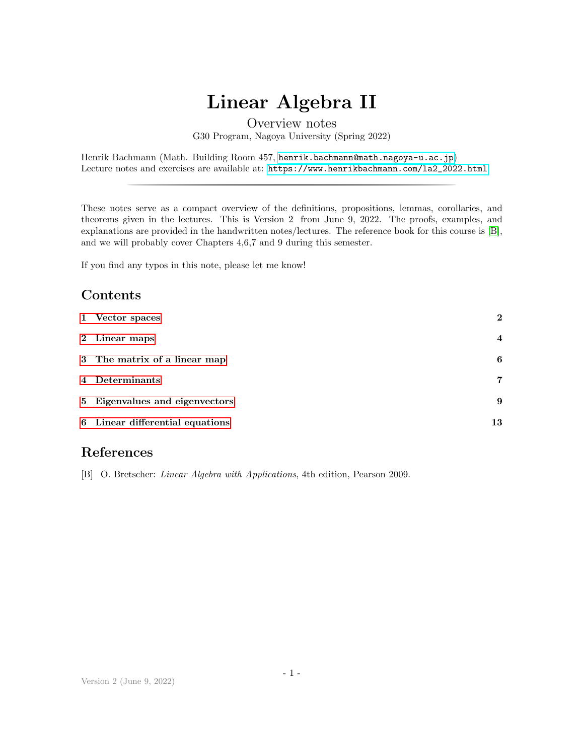# Linear Algebra II

Overview notes

G30 Program, Nagoya University (Spring 2022)

Henrik Bachmann (Math. Building Room 457, henrik.bachmann@math.nagoya-u.ac.jp)
Lecture notes and exercises are available at: https://www.henrikbachmann.com/la2_2022.html

---

These notes serve as a compact overview of the definitions, propositions, lemmas, corollaries, and theorems given in the lectures. This is Version 2 from June 9, 2022. The proofs, examples, and explanations are provided in the handwritten notes/lectures. The reference book for this course is [B], and we will probably cover Chapters 4,6,7 and 9 during this semester.

If you find any typos in this note, please let me know!

## Contents

| | |
|---|---|
| **1 Vector spaces** | **2** |
| **2 Linear maps** | **4** |
| **3 The matrix of a linear map** | **6** |
| **4 Determinants** | **7** |
| **5 Eigenvalues and eigenvectors** | **9** |
| **6 Linear differential equations** | **13** |

## References

[B] O. Bretscher: *Linear Algebra with Applications*, 4th edition, Pearson 2009.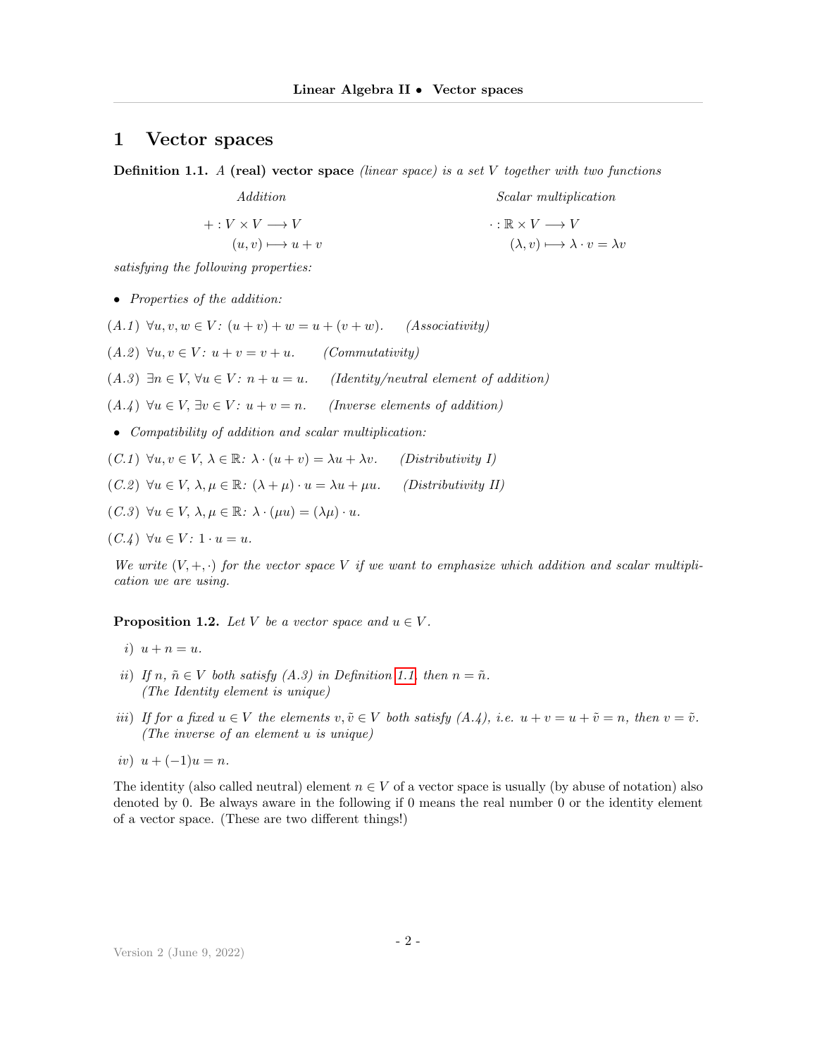# 1 Vector spaces

**Definition 1.1.** *A* **(real) vector space** *(linear space) is a set $V$ together with two functions*

*Addition*

$$+ : V \times V \longrightarrow V$$
$$(u, v) \longmapsto u + v$$

*Scalar multiplication*

$$\cdot : \mathbb{R} \times V \longrightarrow V$$
$$(\lambda, v) \longmapsto \lambda \cdot v = \lambda v$$

*satisfying the following properties:*

- *Properties of the addition:*

*(A.1)* $\forall u, v, w \in V$: $(u + v) + w = u + (v + w)$. *(Associativity)*

*(A.2)* $\forall u, v \in V$: $u + v = v + u$. *(Commutativity)*

*(A.3)* $\exists n \in V$, $\forall u \in V$: $n + u = u$. *(Identity/neutral element of addition)*

*(A.4)* $\forall u \in V$, $\exists v \in V$: $u + v = n$. *(Inverse elements of addition)*

- *Compatibility of addition and scalar multiplication:*

*(C.1)* $\forall u, v \in V$, $\lambda \in \mathbb{R}$: $\lambda \cdot (u + v) = \lambda u + \lambda v$. *(Distributivity I)*

*(C.2)* $\forall u \in V$, $\lambda, \mu \in \mathbb{R}$: $(\lambda + \mu) \cdot u = \lambda u + \mu u$. *(Distributivity II)*

*(C.3)* $\forall u \in V$, $\lambda, \mu \in \mathbb{R}$: $\lambda \cdot (\mu u) = (\lambda\mu) \cdot u$.

*(C.4)* $\forall u \in V$: $1 \cdot u = u$.

*We write $(V, +, \cdot)$ for the vector space $V$ if we want to emphasize which addition and scalar multiplication we are using.*

**Proposition 1.2.** *Let $V$ be a vector space and $u \in V$.*

*i)* $u + n = u$.

*ii) If $n$, $\tilde{n} \in V$ both satisfy (A.3) in Definition 1.1, then $n = \tilde{n}$.*
*(The Identity element is unique)*

*iii) If for a fixed $u \in V$ the elements $v, \tilde{v} \in V$ both satisfy (A.4), i.e. $u + v = u + \tilde{v} = n$, then $v = \tilde{v}$.*
*(The inverse of an element $u$ is unique)*

*iv)* $u + (-1)u = n$.

The identity (also called neutral) element $n \in V$ of a vector space is usually (by abuse of notation) also denoted by 0. Be always aware in the following if 0 means the real number 0 or the identity element of a vector space. (These are two different things!)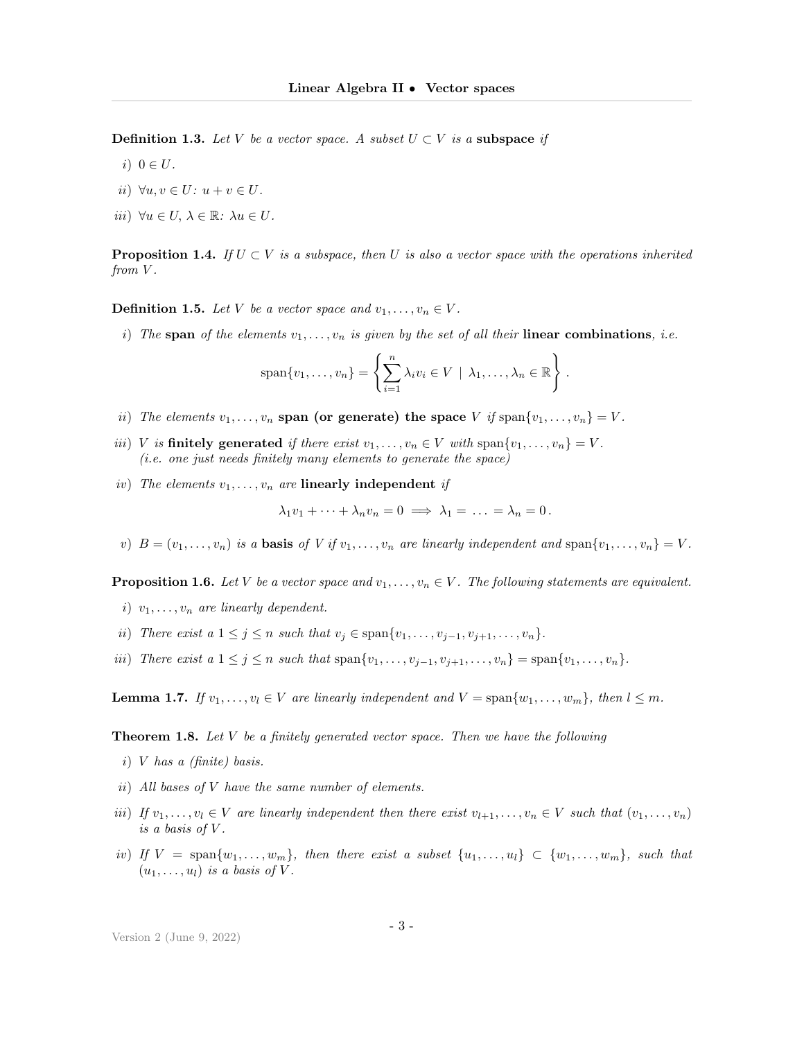**Definition 1.3.** *Let $V$ be a vector space. A subset $U \subset V$ is a* **subspace** *if*

*i)* $0 \in U$.

*ii)* $\forall u, v \in U$: $u + v \in U$.

*iii)* $\forall u \in U$, $\lambda \in \mathbb{R}$: $\lambda u \in U$.

**Proposition 1.4.** *If $U \subset V$ is a subspace, then $U$ is also a vector space with the operations inherited from $V$.*

**Definition 1.5.** *Let $V$ be a vector space and $v_1, \dots, v_n \in V$.*

*i) The* **span** *of the elements $v_1, \dots, v_n$ is given by the set of all their* **linear combinations**, *i.e.*

$$\operatorname{span}\{v_1, \dots, v_n\} = \left\{ \sum_{i=1}^{n} \lambda_i v_i \in V \;\middle|\; \lambda_1, \dots, \lambda_n \in \mathbb{R} \right\}.$$

*ii) The elements $v_1, \dots, v_n$* **span (or generate) the space** *$V$ if $\operatorname{span}\{v_1, \dots, v_n\} = V$.*

*iii) $V$ is* **finitely generated** *if there exist $v_1, \dots, v_n \in V$ with $\operatorname{span}\{v_1, \dots, v_n\} = V$.*
*(i.e. one just needs finitely many elements to generate the space)*

*iv) The elements $v_1, \dots, v_n$ are* **linearly independent** *if*

$$\lambda_1 v_1 + \dots + \lambda_n v_n = 0 \implies \lambda_1 = \dots = \lambda_n = 0.$$

*v) $B = (v_1, \dots, v_n)$ is a* **basis** *of $V$ if $v_1, \dots, v_n$ are linearly independent and $\operatorname{span}\{v_1, \dots, v_n\} = V$.*

**Proposition 1.6.** *Let $V$ be a vector space and $v_1, \dots, v_n \in V$. The following statements are equivalent.*

*i) $v_1, \dots, v_n$ are linearly dependent.*

*ii) There exist a $1 \leq j \leq n$ such that $v_j \in \operatorname{span}\{v_1, \dots, v_{j-1}, v_{j+1}, \dots, v_n\}$.*

*iii) There exist a $1 \leq j \leq n$ such that $\operatorname{span}\{v_1, \dots, v_{j-1}, v_{j+1}, \dots, v_n\} = \operatorname{span}\{v_1, \dots, v_n\}$.*

**Lemma 1.7.** *If $v_1, \dots, v_l \in V$ are linearly independent and $V = \operatorname{span}\{w_1, \dots, w_m\}$, then $l \leq m$.*

**Theorem 1.8.** *Let $V$ be a finitely generated vector space. Then we have the following*

*i) $V$ has a (finite) basis.*

*ii) All bases of $V$ have the same number of elements.*

*iii) If $v_1, \dots, v_l \in V$ are linearly independent then there exist $v_{l+1}, \dots, v_n \in V$ such that $(v_1, \dots, v_n)$ is a basis of $V$.*

*iv) If $V = \operatorname{span}\{w_1, \dots, w_m\}$, then there exist a subset $\{u_1, \dots, u_l\} \subset \{w_1, \dots, w_m\}$, such that $(u_1, \dots, u_l)$ is a basis of $V$.*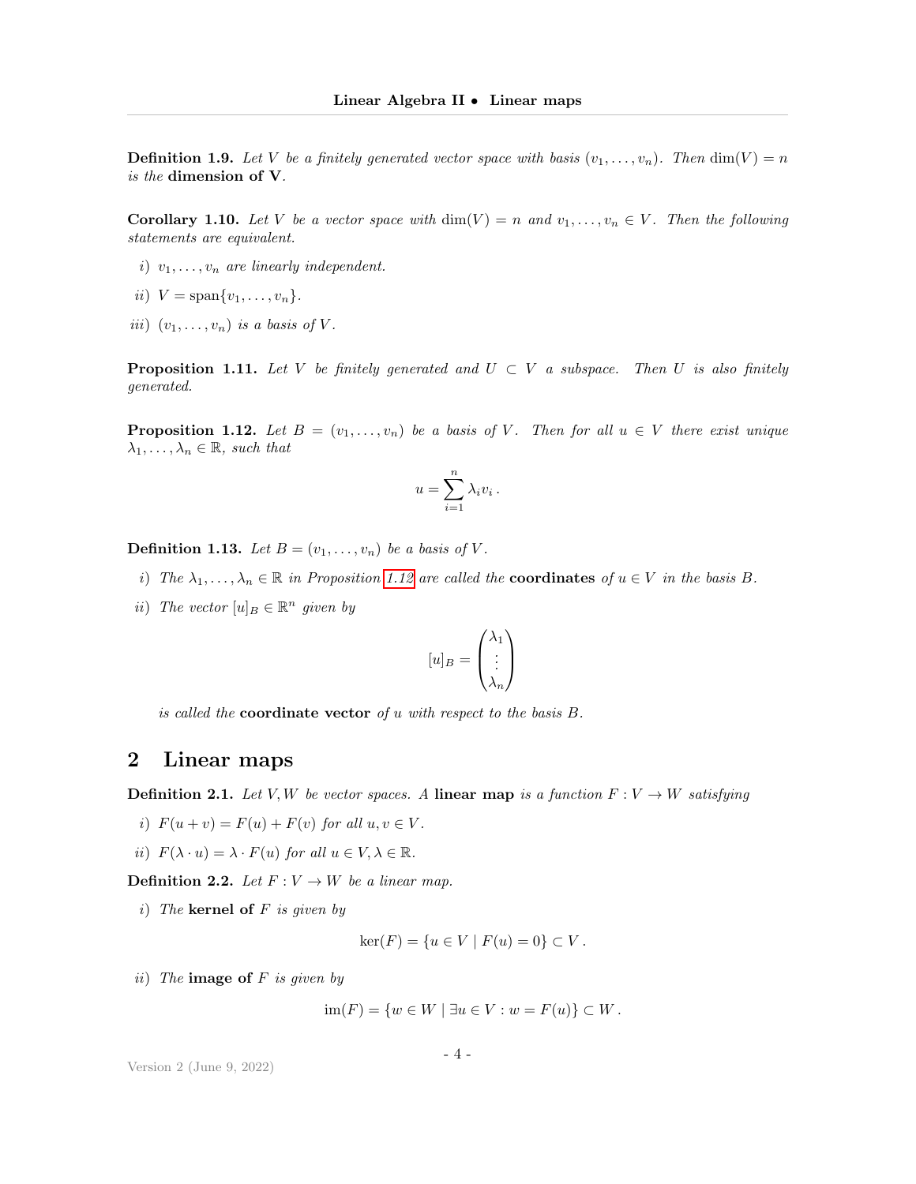**Definition 1.9.** *Let $V$ be a finitely generated vector space with basis $(v_1, \dots, v_n)$. Then $\dim(V) = n$ is the* **dimension of V**.

**Corollary 1.10.** *Let $V$ be a vector space with $\dim(V) = n$ and $v_1, \dots, v_n \in V$. Then the following statements are equivalent.*

*i)* *$v_1, \dots, v_n$ are linearly independent.*

*ii)* *$V = \operatorname{span}\{v_1, \dots, v_n\}$.*

*iii)* *$(v_1, \dots, v_n)$ is a basis of $V$.*

**Proposition 1.11.** *Let $V$ be finitely generated and $U \subset V$ a subspace. Then $U$ is also finitely generated.*

**Proposition 1.12.** *Let $B = (v_1, \dots, v_n)$ be a basis of $V$. Then for all $u \in V$ there exist unique $\lambda_1, \dots, \lambda_n \in \mathbb{R}$, such that*

$$u = \sum_{i=1}^{n} \lambda_i v_i \,.$$

**Definition 1.13.** *Let $B = (v_1, \dots, v_n)$ be a basis of $V$.*

*i)* *The $\lambda_1, \dots, \lambda_n \in \mathbb{R}$ in Proposition 1.12 are called the* **coordinates** *of $u \in V$ in the basis $B$.*

*ii)* *The vector $[u]_B \in \mathbb{R}^n$ given by*

$$[u]_B = \begin{pmatrix} \lambda_1 \\ \vdots \\ \lambda_n \end{pmatrix}$$

*is called the* **coordinate vector** *of $u$ with respect to the basis $B$.*

# 2 Linear maps

**Definition 2.1.** *Let $V, W$ be vector spaces. A* **linear map** *is a function $F : V \to W$ satisfying*

*i)* *$F(u + v) = F(u) + F(v)$ for all $u, v \in V$.*

*ii)* *$F(\lambda \cdot u) = \lambda \cdot F(u)$ for all $u \in V, \lambda \in \mathbb{R}$.*

**Definition 2.2.** *Let $F : V \to W$ be a linear map.*

*i)* *The* **kernel of** *$F$ is given by*

$$\ker(F) = \{u \in V \mid F(u) = 0\} \subset V \,.$$

*ii)* *The* **image of** *$F$ is given by*

$$\operatorname{im}(F) = \{w \in W \mid \exists u \in V : w = F(u)\} \subset W \,.$$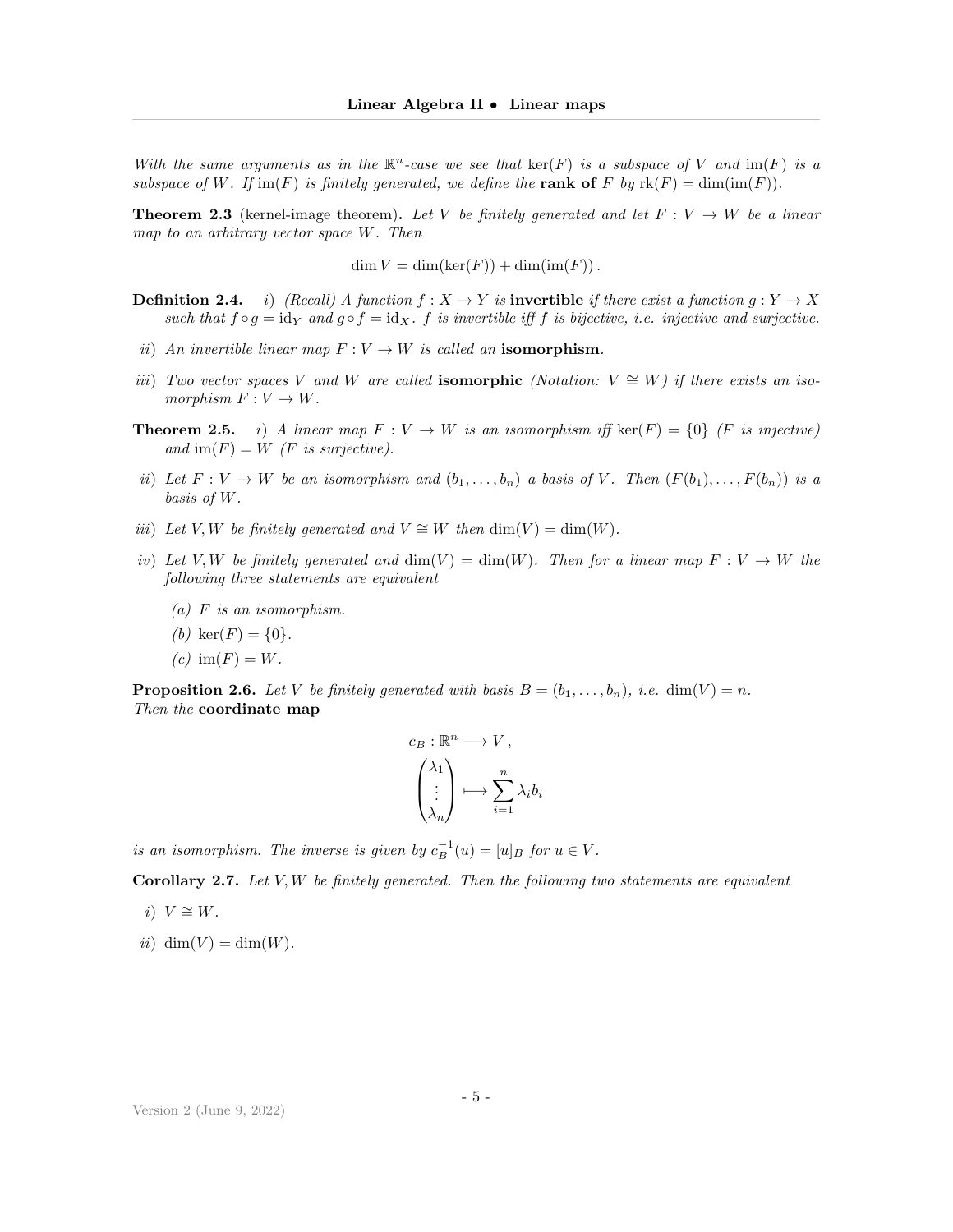*With the same arguments as in the* $\mathbb{R}^n$*-case we see that* $\ker(F)$ *is a subspace of* $V$ *and* $\operatorname{im}(F)$ *is a subspace of* $W$*. If* $\operatorname{im}(F)$ *is finitely generated, we define the* **rank of** $F$ *by* $\operatorname{rk}(F) = \dim(\operatorname{im}(F))$*.*

**Theorem 2.3** (kernel-image theorem)**.** *Let* $V$ *be finitely generated and let* $F : V \to W$ *be a linear map to an arbitrary vector space* $W$*. Then*

$$\dim V = \dim(\ker(F)) + \dim(\operatorname{im}(F)).$$

**Definition 2.4.** *i) (Recall) A function* $f : X \to Y$ *is* **invertible** *if there exist a function* $g : Y \to X$ *such that* $f \circ g = \mathrm{id}_Y$ *and* $g \circ f = \mathrm{id}_X$*.* $f$ *is invertible iff* $f$ *is bijective, i.e. injective and surjective.*

*ii) An invertible linear map* $F : V \to W$ *is called an* **isomorphism**.

*iii) Two vector spaces* $V$ *and* $W$ *are called* **isomorphic** *(Notation:* $V \cong W$*) if there exists an isomorphism* $F : V \to W$*.*

**Theorem 2.5.** *i) A linear map* $F : V \to W$ *is an isomorphism iff* $\ker(F) = \{0\}$ *(*$F$ *is injective) and* $\operatorname{im}(F) = W$ *(*$F$ *is surjective).*

*ii) Let* $F : V \to W$ *be an isomorphism and* $(b_1, \dots, b_n)$ *a basis of* $V$*. Then* $(F(b_1), \dots, F(b_n))$ *is a basis of* $W$*.*

*iii) Let* $V, W$ *be finitely generated and* $V \cong W$ *then* $\dim(V) = \dim(W)$*.*

*iv) Let* $V, W$ *be finitely generated and* $\dim(V) = \dim(W)$*. Then for a linear map* $F : V \to W$ *the following three statements are equivalent*

*(a)* $F$ *is an isomorphism.*

*(b)* $\ker(F) = \{0\}$*.*

*(c)* $\operatorname{im}(F) = W$*.*

**Proposition 2.6.** *Let* $V$ *be finitely generated with basis* $B = (b_1, \dots, b_n)$*, i.e.* $\dim(V) = n$*.*
*Then the* **coordinate map**

$$c_B : \mathbb{R}^n \longrightarrow V,$$
$$\begin{pmatrix} \lambda_1 \\ \vdots \\ \lambda_n \end{pmatrix} \longmapsto \sum_{i=1}^{n} \lambda_i b_i$$

*is an isomorphism. The inverse is given by* $c_B^{-1}(u) = [u]_B$ *for* $u \in V$*.*

**Corollary 2.7.** *Let* $V, W$ *be finitely generated. Then the following two statements are equivalent*

*i)* $V \cong W$*.*

*ii)* $\dim(V) = \dim(W)$*.*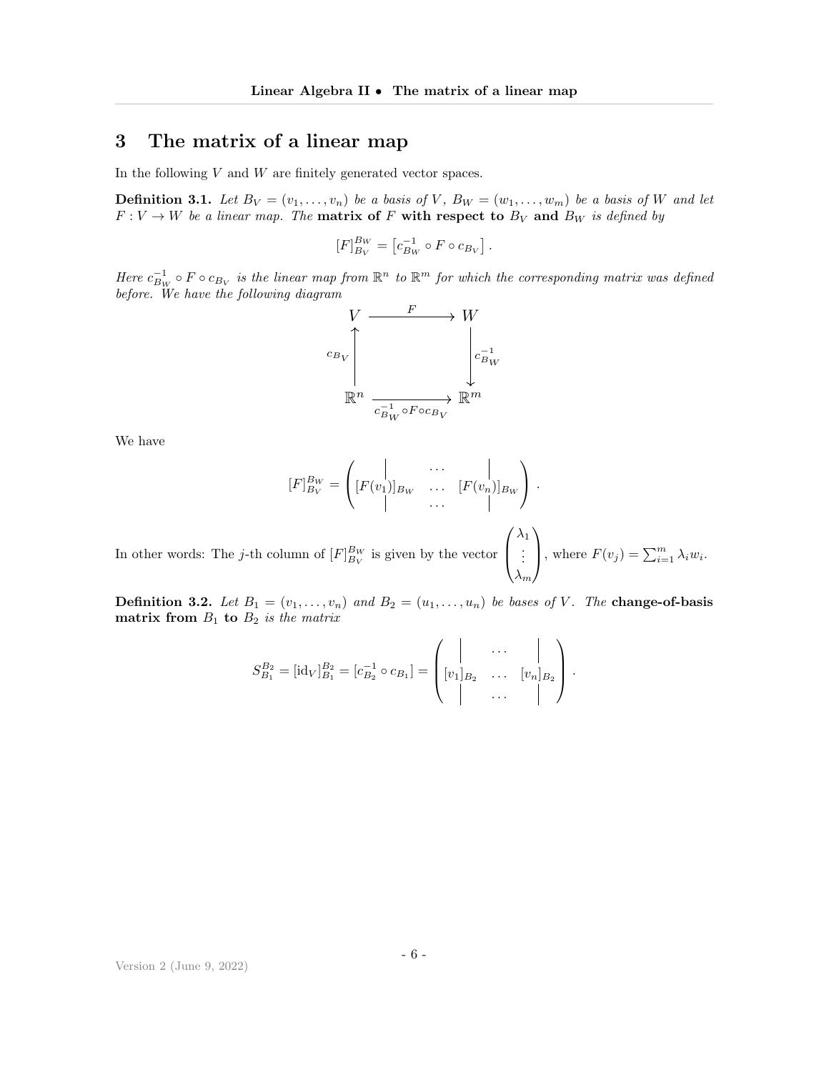# 3 The matrix of a linear map

In the following $V$ and $W$ are finitely generated vector spaces.

**Definition 3.1.** *Let $B_V = (v_1, \ldots, v_n)$ be a basis of $V$, $B_W = (w_1, \ldots, w_m)$ be a basis of $W$ and let $F : V \to W$ be a linear map. The* **matrix of $F$ with respect to $B_V$ and $B_W$** *is defined by*

$$[F]_{B_V}^{B_W} = \left[c_{B_W}^{-1} \circ F \circ c_{B_V}\right].$$

*Here $c_{B_W}^{-1} \circ F \circ c_{B_V}$ is the linear map from $\mathbb{R}^n$ to $\mathbb{R}^m$ for which the corresponding matrix was defined before. We have the following diagram*

$$\begin{array}{ccc} V & \xrightarrow{\quad F \quad} & W \\ \uparrow{\scriptstyle c_{B_V}} & & \downarrow{\scriptstyle c_{B_W}^{-1}} \\ \mathbb{R}^n & \xrightarrow[c_{B_W}^{-1} \circ F \circ c_{B_V}]{} & \mathbb{R}^m \end{array}$$

We have

$$[F]_{B_V}^{B_W} = \begin{pmatrix} | & \cdots & | \\ [F(v_1)]_{B_W} & \cdots & [F(v_n)]_{B_W} \\ | & \cdots & | \end{pmatrix}.$$

In other words: The $j$-th column of $[F]_{B_V}^{B_W}$ is given by the vector $\begin{pmatrix} \lambda_1 \\ \vdots \\ \lambda_m \end{pmatrix}$, where $F(v_j) = \sum_{i=1}^m \lambda_i w_i$.

**Definition 3.2.** *Let $B_1 = (v_1, \ldots, v_n)$ and $B_2 = (u_1, \ldots, u_n)$ be bases of $V$. The* **change-of-basis matrix from $B_1$ to $B_2$** *is the matrix*

$$S_{B_1}^{B_2} = [\mathrm{id}_V]_{B_1}^{B_2} = [c_{B_2}^{-1} \circ c_{B_1}] = \begin{pmatrix} | & \cdots & | \\ [v_1]_{B_2} & \cdots & [v_n]_{B_2} \\ | & \cdots & | \end{pmatrix}.$$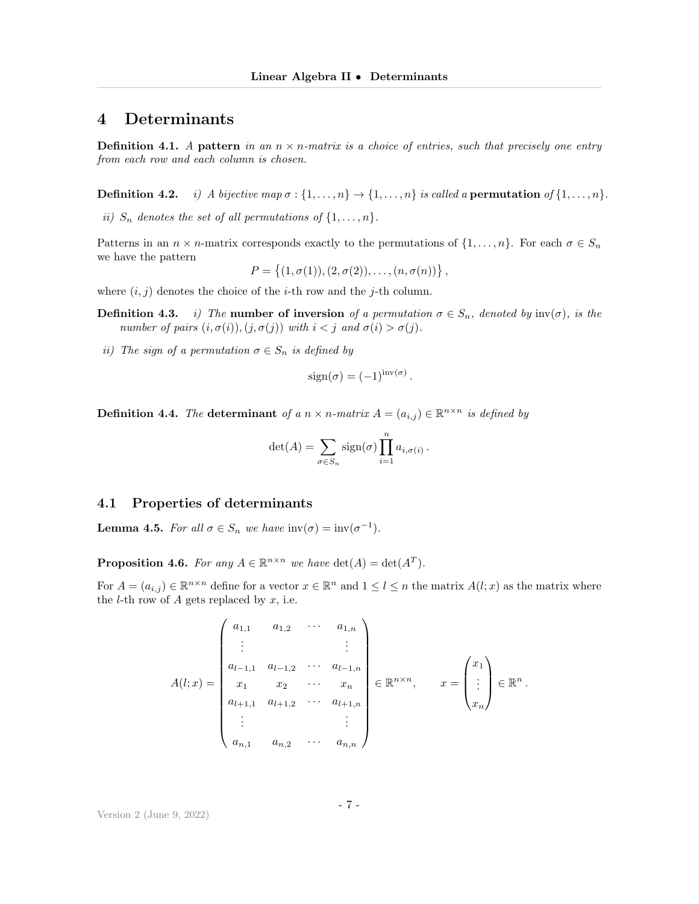# 4 Determinants

**Definition 4.1.** *A* **pattern** *in an $n \times n$-matrix is a choice of entries, such that precisely one entry from each row and each column is chosen.*

**Definition 4.2.** *i) A bijective map $\sigma : \{1, \ldots, n\} \to \{1, \ldots, n\}$ is called a* **permutation** *of $\{1, \ldots, n\}$.*

*ii) $S_n$ denotes the set of all permutations of $\{1, \ldots, n\}$.*

Patterns in an $n \times n$-matrix corresponds exactly to the permutations of $\{1, \ldots, n\}$. For each $\sigma \in S_n$ we have the pattern

$$P = \{(1, \sigma(1)), (2, \sigma(2)), \ldots, (n, \sigma(n))\},$$

where $(i, j)$ denotes the choice of the $i$-th row and the $j$-th column.

**Definition 4.3.** *i) The* **number of inversion** *of a permutation $\sigma \in S_n$, denoted by $\operatorname{inv}(\sigma)$, is the number of pairs $(i, \sigma(i)), (j, \sigma(j))$ with $i < j$ and $\sigma(i) > \sigma(j)$.*

*ii) The sign of a permutation $\sigma \in S_n$ is defined by*

$$\operatorname{sign}(\sigma) = (-1)^{\operatorname{inv}(\sigma)}.$$

**Definition 4.4.** *The* **determinant** *of a $n \times n$-matrix $A = (a_{i,j}) \in \mathbb{R}^{n \times n}$ is defined by*

$$\det(A) = \sum_{\sigma \in S_n} \operatorname{sign}(\sigma) \prod_{i=1}^{n} a_{i,\sigma(i)}.$$

## 4.1 Properties of determinants

**Lemma 4.5.** *For all $\sigma \in S_n$ we have $\operatorname{inv}(\sigma) = \operatorname{inv}(\sigma^{-1})$.*

**Proposition 4.6.** *For any $A \in \mathbb{R}^{n \times n}$ we have $\det(A) = \det(A^T)$.*

For $A = (a_{i,j}) \in \mathbb{R}^{n \times n}$ define for a vector $x \in \mathbb{R}^n$ and $1 \leq l \leq n$ the matrix $A(l; x)$ as the matrix where the $l$-th row of $A$ gets replaced by $x$, i.e.

$$A(l; x) = \begin{pmatrix} a_{1,1} & a_{1,2} & \cdots & a_{1,n} \\ \vdots & & & \vdots \\ a_{l-1,1} & a_{l-1,2} & \cdots & a_{l-1,n} \\ x_1 & x_2 & \cdots & x_n \\ a_{l+1,1} & a_{l+1,2} & \cdots & a_{l+1,n} \\ \vdots & & & \vdots \\ a_{n,1} & a_{n,2} & \cdots & a_{n,n} \end{pmatrix} \in \mathbb{R}^{n \times n}, \qquad x = \begin{pmatrix} x_1 \\ \vdots \\ x_n \end{pmatrix} \in \mathbb{R}^n.$$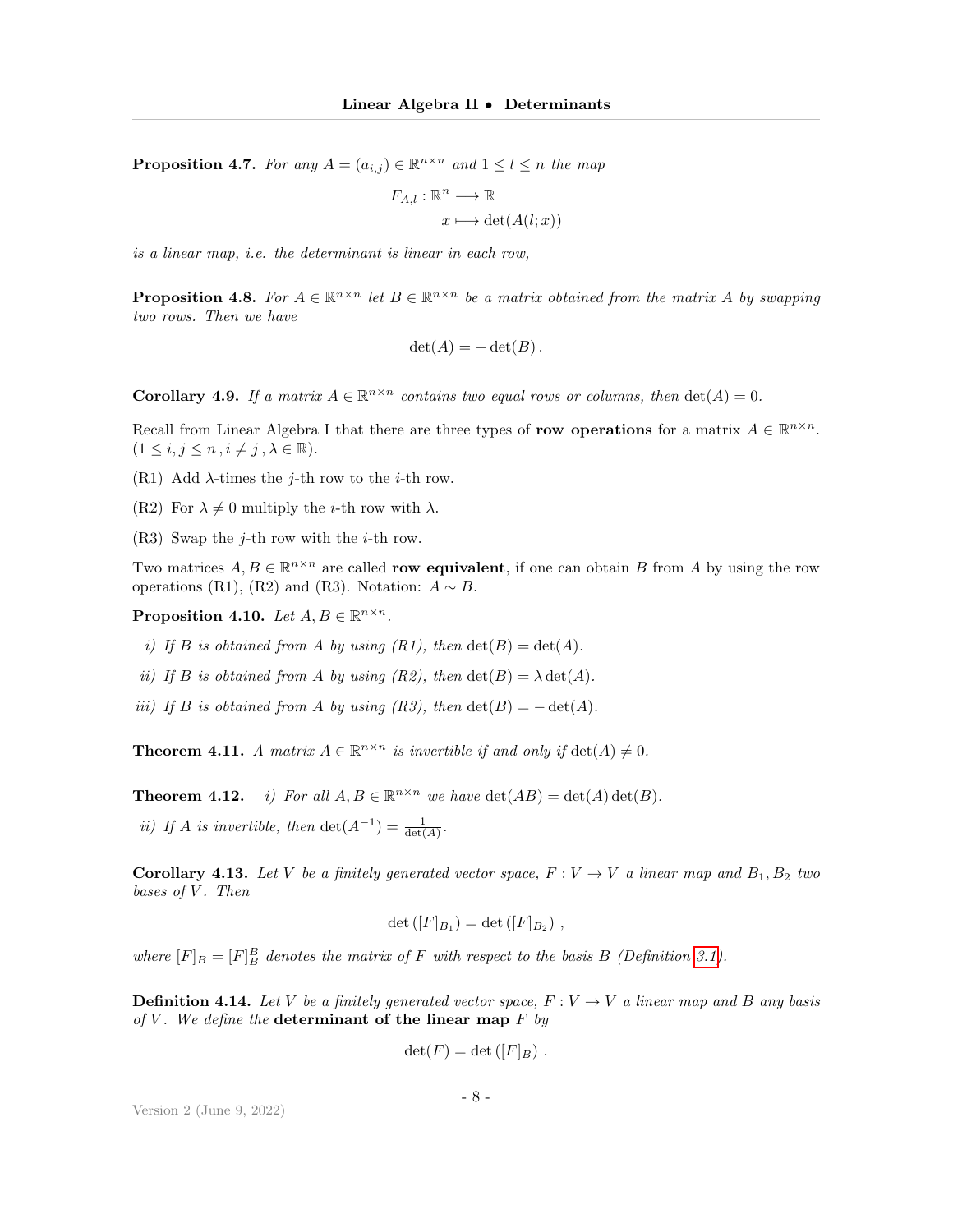**Proposition 4.7.** *For any $A = (a_{i,j}) \in \mathbb{R}^{n\times n}$ and $1 \leq l \leq n$ the map*

$$\begin{aligned} F_{A,l} : \mathbb{R}^n &\longrightarrow \mathbb{R} \\ x &\longmapsto \det(A(l;x)) \end{aligned}$$

*is a linear map, i.e. the determinant is linear in each row,*

**Proposition 4.8.** *For $A \in \mathbb{R}^{n\times n}$ let $B \in \mathbb{R}^{n\times n}$ be a matrix obtained from the matrix $A$ by swapping two rows. Then we have*

$$\det(A) = -\det(B)\,.$$

**Corollary 4.9.** *If a matrix $A \in \mathbb{R}^{n\times n}$ contains two equal rows or columns, then $\det(A) = 0$.*

Recall from Linear Algebra I that there are three types of **row operations** for a matrix $A \in \mathbb{R}^{n\times n}$. ($1 \leq i, j \leq n\,, i \neq j\,, \lambda \in \mathbb{R}$).

(R1) Add $\lambda$-times the $j$-th row to the $i$-th row.

(R2) For $\lambda \neq 0$ multiply the $i$-th row with $\lambda$.

(R3) Swap the $j$-th row with the $i$-th row.

Two matrices $A, B \in \mathbb{R}^{n\times n}$ are called **row equivalent**, if one can obtain $B$ from $A$ by using the row operations (R1), (R2) and (R3). Notation: $A \sim B$.

**Proposition 4.10.** *Let $A, B \in \mathbb{R}^{n\times n}$.*

*i) If $B$ is obtained from $A$ by using (R1), then $\det(B) = \det(A)$.*

*ii) If $B$ is obtained from $A$ by using (R2), then $\det(B) = \lambda \det(A)$.*

*iii) If $B$ is obtained from $A$ by using (R3), then $\det(B) = -\det(A)$.*

**Theorem 4.11.** *A matrix $A \in \mathbb{R}^{n\times n}$ is invertible if and only if $\det(A) \neq 0$.*

**Theorem 4.12.** *i) For all $A, B \in \mathbb{R}^{n\times n}$ we have $\det(AB) = \det(A)\det(B)$.*

*ii) If $A$ is invertible, then $\det(A^{-1}) = \frac{1}{\det(A)}$.*

**Corollary 4.13.** *Let $V$ be a finitely generated vector space, $F : V \to V$ a linear map and $B_1, B_2$ two bases of $V$. Then*

$$\det\left([F]_{B_1}\right) = \det\left([F]_{B_2}\right)\,,$$

*where $[F]_B = [F]_B^B$ denotes the matrix of $F$ with respect to the basis $B$ (Definition 3.1).*

**Definition 4.14.** *Let $V$ be a finitely generated vector space, $F : V \to V$ a linear map and $B$ any basis of $V$. We define the* **determinant of the linear map** *$F$ by*

$$\det(F) = \det\left([F]_B\right)\,.$$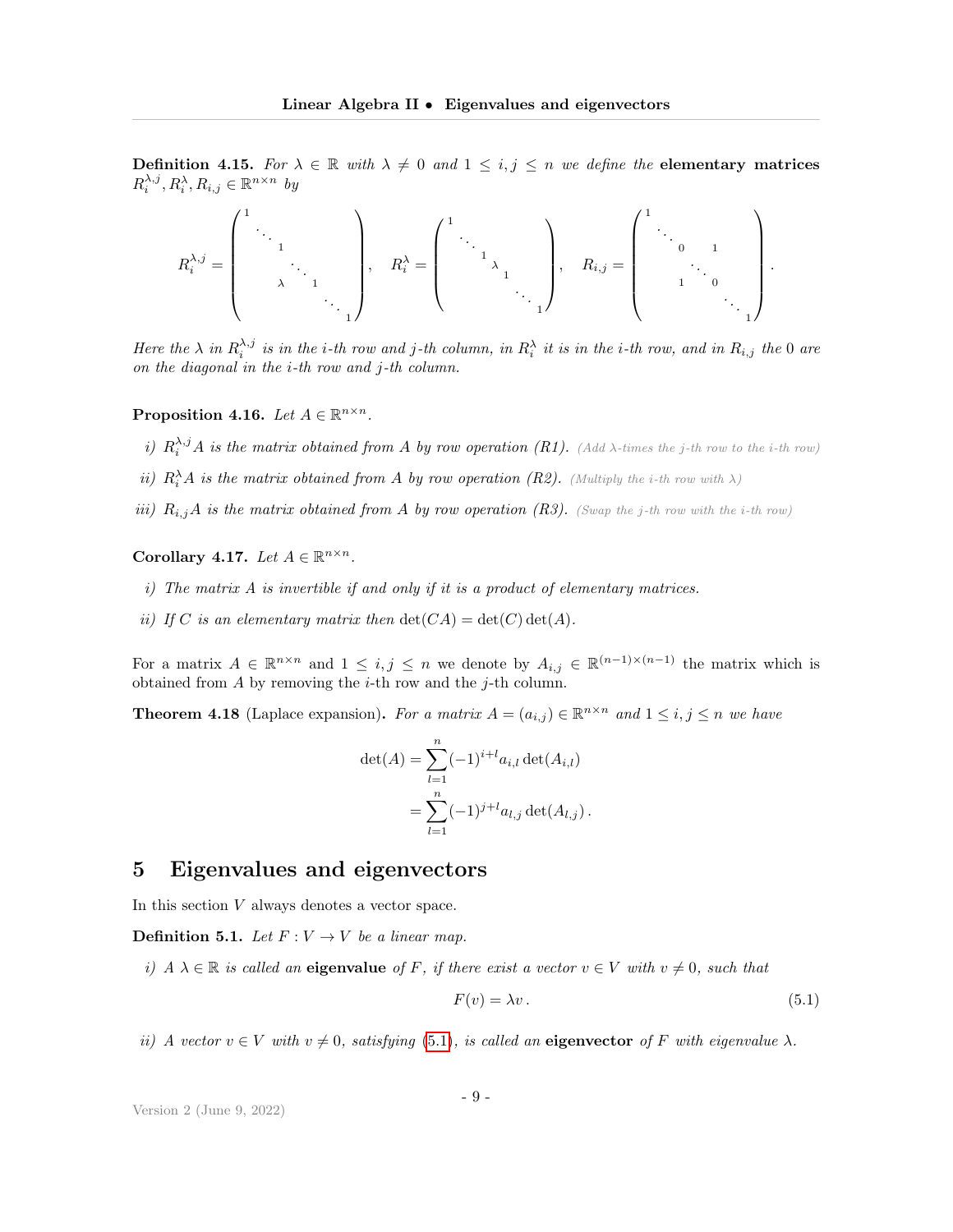**Definition 4.15.** *For $\lambda \in \mathbb{R}$ with $\lambda \neq 0$ and $1 \leq i,j \leq n$ we define the* **elementary matrices** $R_i^{\lambda,j}, R_i^{\lambda}, R_{i,j} \in \mathbb{R}^{n\times n}$ *by*

$$
R_i^{\lambda,j} = \begin{pmatrix} 1 & & & & & \\ & \ddots & & & & \\ & & 1 & & & \\ & & & \ddots & & \\ & & \lambda & & 1 & \\ & & & & & \ddots & \\ & & & & & & 1 \end{pmatrix}, \quad R_i^{\lambda} = \begin{pmatrix} 1 & & & & \\ & \ddots & & & \\ & & 1 & & & \\ & & & \lambda & & \\ & & & & 1 & \\ & & & & & \ddots & \\ & & & & & & 1 \end{pmatrix}, \quad R_{i,j} = \begin{pmatrix} 1 & & & & \\ & \ddots & & & \\ & & 0 & & 1 & \\ & & & \ddots & & \\ & & 1 & & 0 & \\ & & & & & \ddots & \\ & & & & & & 1 \end{pmatrix}.
$$

*Here the $\lambda$ in $R_i^{\lambda,j}$ is in the $i$-th row and $j$-th column, in $R_i^{\lambda}$ it is in the $i$-th row, and in $R_{i,j}$ the 0 are on the diagonal in the $i$-th row and $j$-th column.*

**Proposition 4.16.** *Let $A \in \mathbb{R}^{n\times n}$.*

*i) $R_i^{\lambda,j}A$ is the matrix obtained from $A$ by row operation (R1).* (Add $\lambda$-times the $j$-th row to the $i$-th row)

*ii) $R_i^{\lambda}A$ is the matrix obtained from $A$ by row operation (R2).* (Multiply the $i$-th row with $\lambda$)

*iii) $R_{i,j}A$ is the matrix obtained from $A$ by row operation (R3).* (Swap the $j$-th row with the $i$-th row)

**Corollary 4.17.** *Let $A \in \mathbb{R}^{n\times n}$.*

*i) The matrix $A$ is invertible if and only if it is a product of elementary matrices.*

*ii) If $C$ is an elementary matrix then $\det(CA) = \det(C)\det(A)$.*

For a matrix $A \in \mathbb{R}^{n\times n}$ and $1 \leq i,j \leq n$ we denote by $A_{i,j} \in \mathbb{R}^{(n-1)\times(n-1)}$ the matrix which is obtained from $A$ by removing the $i$-th row and the $j$-th column.

**Theorem 4.18** (Laplace expansion)**.** *For a matrix $A = (a_{i,j}) \in \mathbb{R}^{n\times n}$ and $1 \leq i,j \leq n$ we have*

$$
\begin{aligned}
\det(A) &= \sum_{l=1}^{n} (-1)^{i+l} a_{i,l} \det(A_{i,l}) \\
&= \sum_{l=1}^{n} (-1)^{j+l} a_{l,j} \det(A_{l,j}) \,.
\end{aligned}
$$

# 5 Eigenvalues and eigenvectors

In this section $V$ always denotes a vector space.

**Definition 5.1.** *Let $F : V \to V$ be a linear map.*

*i) A $\lambda \in \mathbb{R}$ is called an* **eigenvalue** *of $F$, if there exist a vector $v \in V$ with $v \neq 0$, such that*

$$
F(v) = \lambda v \,. \tag{5.1}
$$

*ii) A vector $v \in V$ with $v \neq 0$, satisfying (5.1), is called an* **eigenvector** *of $F$ with eigenvalue $\lambda$.*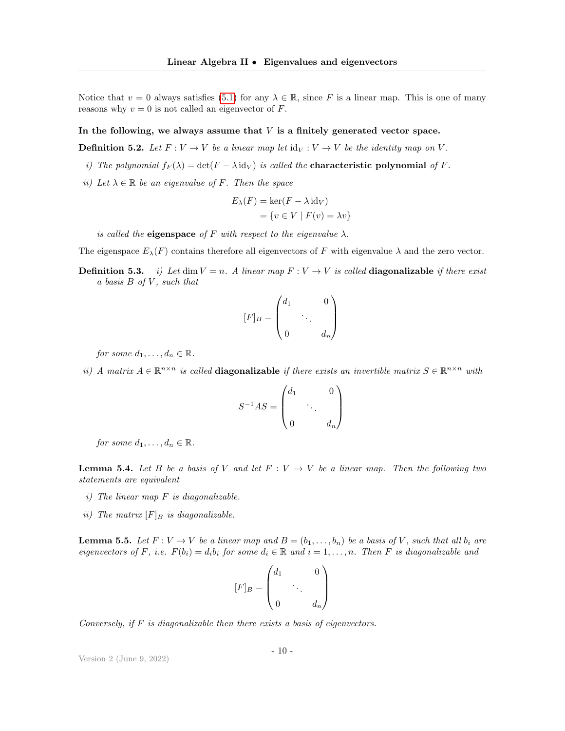Notice that $v = 0$ always satisfies (5.1) for any $\lambda \in \mathbb{R}$, since $F$ is a linear map. This is one of many reasons why $v = 0$ is not called an eigenvector of $F$.

**In the following, we always assume that $V$ is a finitely generated vector space.**

**Definition 5.2.** *Let $F : V \to V$ be a linear map let $\mathrm{id}_V : V \to V$ be the identity map on $V$.*

*i) The polynomial $f_F(\lambda) = \det(F - \lambda \, \mathrm{id}_V)$ is called the* **characteristic polynomial** *of $F$.*

*ii) Let $\lambda \in \mathbb{R}$ be an eigenvalue of $F$. Then the space*

$$\begin{aligned} E_\lambda(F) &= \ker(F - \lambda \, \mathrm{id}_V) \\ &= \{v \in V \mid F(v) = \lambda v\} \end{aligned}$$

*is called the* **eigenspace** *of $F$ with respect to the eigenvalue $\lambda$.*

The eigenspace $E_\lambda(F)$ contains therefore all eigenvectors of $F$ with eigenvalue $\lambda$ and the zero vector.

**Definition 5.3.** *i) Let $\dim V = n$. A linear map $F : V \to V$ is called* **diagonalizable** *if there exist a basis $B$ of $V$, such that*

$$[F]_B = \begin{pmatrix} d_1 & & 0 \\ & \ddots & \\ 0 & & d_n \end{pmatrix}$$

*for some $d_1, \ldots, d_n \in \mathbb{R}$.*

*ii) A matrix $A \in \mathbb{R}^{n \times n}$ is called* **diagonalizable** *if there exists an invertible matrix $S \in \mathbb{R}^{n \times n}$ with*

$$S^{-1} A S = \begin{pmatrix} d_1 & & 0 \\ & \ddots & \\ 0 & & d_n \end{pmatrix}$$

*for some $d_1, \ldots, d_n \in \mathbb{R}$.*

**Lemma 5.4.** *Let $B$ be a basis of $V$ and let $F : V \to V$ be a linear map. Then the following two statements are equivalent*

*i) The linear map $F$ is diagonalizable.*

*ii) The matrix $[F]_B$ is diagonalizable.*

**Lemma 5.5.** *Let $F : V \to V$ be a linear map and $B = (b_1, \ldots, b_n)$ be a basis of $V$, such that all $b_i$ are eigenvectors of $F$, i.e. $F(b_i) = d_i b_i$ for some $d_i \in \mathbb{R}$ and $i = 1, \ldots, n$. Then $F$ is diagonalizable and*

$$[F]_B = \begin{pmatrix} d_1 & & 0 \\ & \ddots & \\ 0 & & d_n \end{pmatrix}$$

*Conversely, if $F$ is diagonalizable then there exists a basis of eigenvectors.*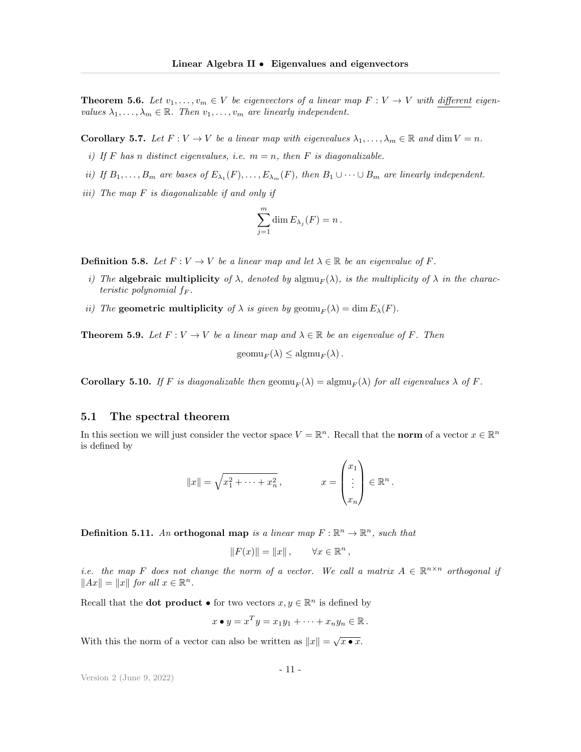**Theorem 5.6.** *Let $v_1, \dots, v_m \in V$ be eigenvectors of a linear map $F : V \to V$ with* <u>*different*</u> *eigenvalues $\lambda_1, \dots, \lambda_m \in \mathbb{R}$. Then $v_1, \dots, v_m$ are linearly independent.*

**Corollary 5.7.** *Let $F : V \to V$ be a linear map with eigenvalues $\lambda_1, \dots, \lambda_m \in \mathbb{R}$ and $\dim V = n$.*

*i) If $F$ has $n$ distinct eigenvalues, i.e. $m = n$, then $F$ is diagonalizable.*

*ii) If $B_1, \dots, B_m$ are bases of $E_{\lambda_1}(F), \dots, E_{\lambda_m}(F)$, then $B_1 \cup \dots \cup B_m$ are linearly independent.*

*iii) The map $F$ is diagonalizable if and only if*

$$\sum_{j=1}^{m} \dim E_{\lambda_j}(F) = n\,.$$

**Definition 5.8.** *Let $F : V \to V$ be a linear map and let $\lambda \in \mathbb{R}$ be an eigenvalue of $F$.*

*i) The* **algebraic multiplicity** *of $\lambda$, denoted by $\operatorname{algmu}_F(\lambda)$, is the multiplicity of $\lambda$ in the characteristic polynomial $f_F$.*

*ii) The* **geometric multiplicity** *of $\lambda$ is given by $\operatorname{geomu}_F(\lambda) = \dim E_\lambda(F)$.*

**Theorem 5.9.** *Let $F : V \to V$ be a linear map and $\lambda \in \mathbb{R}$ be an eigenvalue of $F$. Then*

$$\operatorname{geomu}_F(\lambda) \leq \operatorname{algmu}_F(\lambda)\,.$$

**Corollary 5.10.** *If $F$ is diagonalizable then $\operatorname{geomu}_F(\lambda) = \operatorname{algmu}_F(\lambda)$ for all eigenvalues $\lambda$ of $F$.*

## 5.1 The spectral theorem

In this section we will just consider the vector space $V = \mathbb{R}^n$. Recall that the **norm** of a vector $x \in \mathbb{R}^n$ is defined by

$$\|x\| = \sqrt{x_1^2 + \dots + x_n^2}\,, \qquad x = \begin{pmatrix} x_1 \\ \vdots \\ x_n \end{pmatrix} \in \mathbb{R}^n\,.$$

**Definition 5.11.** *An* **orthogonal map** *is a linear map $F : \mathbb{R}^n \to \mathbb{R}^n$, such that*

$$\|F(x)\| = \|x\|\,, \qquad \forall x \in \mathbb{R}^n\,,$$

*i.e. the map $F$ does not change the norm of a vector. We call a matrix $A \in \mathbb{R}^{n\times n}$ orthogonal if $\|Ax\| = \|x\|$ for all $x \in \mathbb{R}^n$.*

Recall that the **dot product** $\bullet$ for two vectors $x, y \in \mathbb{R}^n$ is defined by

$$x \bullet y = x^T y = x_1 y_1 + \dots + x_n y_n \in \mathbb{R}\,.$$

With this the norm of a vector can also be written as $\|x\| = \sqrt{x \bullet x}$.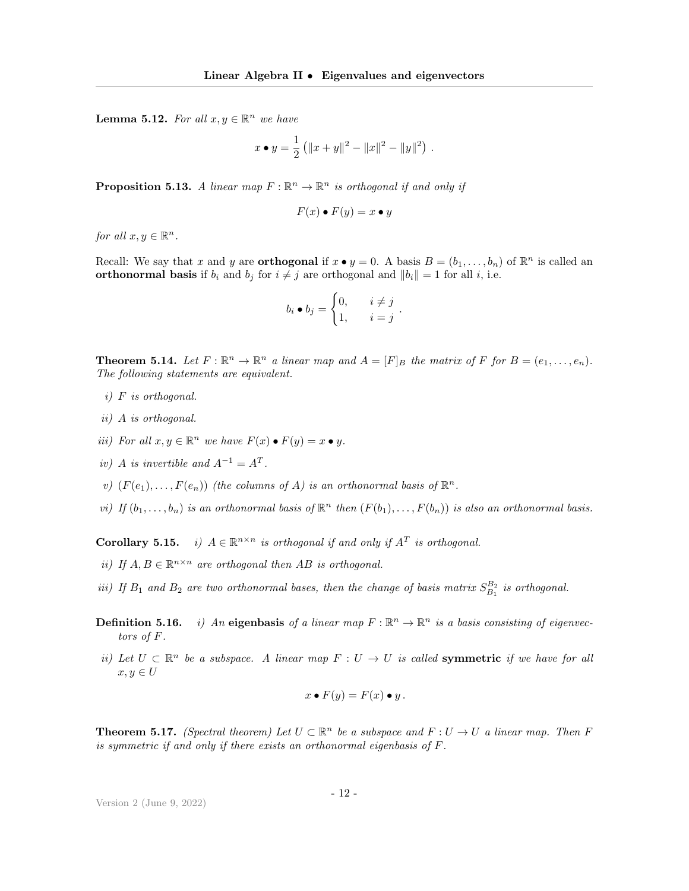**Lemma 5.12.** *For all $x, y \in \mathbb{R}^n$ we have*

$$x \bullet y = \frac{1}{2}\left(\|x+y\|^2 - \|x\|^2 - \|y\|^2\right) .$$

**Proposition 5.13.** *A linear map $F : \mathbb{R}^n \to \mathbb{R}^n$ is orthogonal if and only if*

$$F(x) \bullet F(y) = x \bullet y$$

*for all $x, y \in \mathbb{R}^n$.*

Recall: We say that $x$ and $y$ are **orthogonal** if $x \bullet y = 0$. A basis $B = (b_1, \ldots, b_n)$ of $\mathbb{R}^n$ is called an **orthonormal basis** if $b_i$ and $b_j$ for $i \neq j$ are orthogonal and $\|b_i\| = 1$ for all $i$, i.e.

$$b_i \bullet b_j = \begin{cases} 0, & i \neq j \\ 1, & i = j \end{cases} .$$

**Theorem 5.14.** *Let $F : \mathbb{R}^n \to \mathbb{R}^n$ a linear map and $A = [F]_B$ the matrix of $F$ for $B = (e_1, \ldots, e_n)$. The following statements are equivalent.*

- *i) $F$ is orthogonal.*
- *ii) $A$ is orthogonal.*
- *iii) For all $x, y \in \mathbb{R}^n$ we have $F(x) \bullet F(y) = x \bullet y$.*
- *iv) $A$ is invertible and $A^{-1} = A^T$.*
- *v) $(F(e_1), \ldots, F(e_n))$ (the columns of $A$) is an orthonormal basis of $\mathbb{R}^n$.*
- *vi) If $(b_1, \ldots, b_n)$ is an orthonormal basis of $\mathbb{R}^n$ then $(F(b_1), \ldots, F(b_n))$ is also an orthonormal basis.*

**Corollary 5.15.**

- *i) $A \in \mathbb{R}^{n \times n}$ is orthogonal if and only if $A^T$ is orthogonal.*
- *ii) If $A, B \in \mathbb{R}^{n \times n}$ are orthogonal then $AB$ is orthogonal.*
- *iii) If $B_1$ and $B_2$ are two orthonormal bases, then the change of basis matrix $S_{B_1}^{B_2}$ is orthogonal.*

**Definition 5.16.**

- *i) An* **eigenbasis** *of a linear map $F : \mathbb{R}^n \to \mathbb{R}^n$ is a basis consisting of eigenvectors of $F$.*
- *ii) Let $U \subset \mathbb{R}^n$ be a subspace. A linear map $F : U \to U$ is called* **symmetric** *if we have for all $x, y \in U$*

$$x \bullet F(y) = F(x) \bullet y .$$

**Theorem 5.17.** *(Spectral theorem) Let $U \subset \mathbb{R}^n$ be a subspace and $F : U \to U$ a linear map. Then $F$ is symmetric if and only if there exists an orthonormal eigenbasis of $F$.*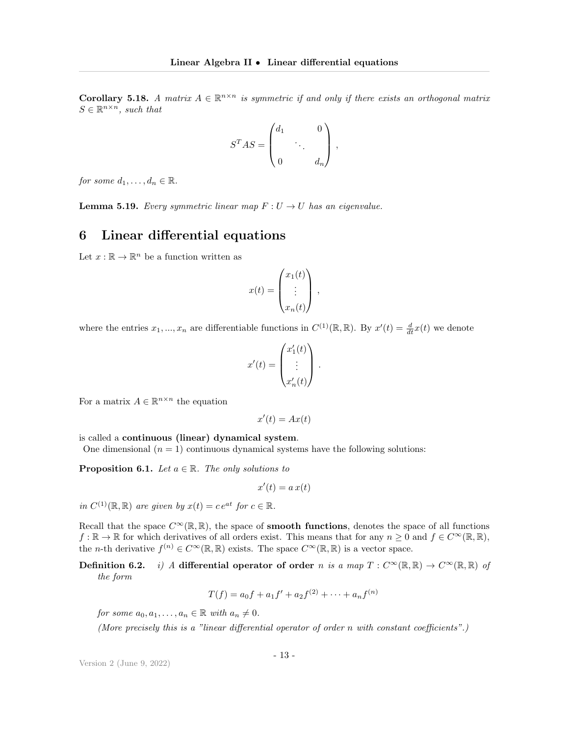**Corollary 5.18.** *A matrix $A \in \mathbb{R}^{n\times n}$ is symmetric if and only if there exists an orthogonal matrix $S \in \mathbb{R}^{n\times n}$, such that*

$$S^T A S = \begin{pmatrix} d_1 & & 0 \\ & \ddots & \\ 0 & & d_n \end{pmatrix},$$

*for some $d_1, \dots, d_n \in \mathbb{R}$.*

**Lemma 5.19.** *Every symmetric linear map $F : U \to U$ has an eigenvalue.*

# 6 Linear differential equations

Let $x : \mathbb{R} \to \mathbb{R}^n$ be a function written as

$$x(t) = \begin{pmatrix} x_1(t) \\ \vdots \\ x_n(t) \end{pmatrix},$$

where the entries $x_1, ..., x_n$ are differentiable functions in $C^{(1)}(\mathbb{R}, \mathbb{R})$. By $x'(t) = \frac{d}{dt}x(t)$ we denote

$$x'(t) = \begin{pmatrix} x_1'(t) \\ \vdots \\ x_n'(t) \end{pmatrix}.$$

For a matrix $A \in \mathbb{R}^{n\times n}$ the equation

$$x'(t) = Ax(t)$$

is called a **continuous (linear) dynamical system**.

One dimensional ($n = 1$) continuous dynamical systems have the following solutions:

**Proposition 6.1.** *Let $a \in \mathbb{R}$. The only solutions to*

$$x'(t) = a\,x(t)$$

*in $C^{(1)}(\mathbb{R}, \mathbb{R})$ are given by $x(t) = c\,e^{at}$ for $c \in \mathbb{R}$.*

Recall that the space $C^\infty(\mathbb{R}, \mathbb{R})$, the space of **smooth functions**, denotes the space of all functions $f : \mathbb{R} \to \mathbb{R}$ for which derivatives of all orders exist. This means that for any $n \geq 0$ and $f \in C^\infty(\mathbb{R}, \mathbb{R})$, the $n$-th derivative $f^{(n)} \in C^\infty(\mathbb{R}, \mathbb{R})$ exists. The space $C^\infty(\mathbb{R}, \mathbb{R})$ is a vector space.

**Definition 6.2.** *i) A* **differential operator of order** *$n$ is a map $T : C^\infty(\mathbb{R}, \mathbb{R}) \to C^\infty(\mathbb{R}, \mathbb{R})$ of the form*

$$T(f) = a_0 f + a_1 f' + a_2 f^{(2)} + \cdots + a_n f^{(n)}$$

*for some $a_0, a_1, \dots, a_n \in \mathbb{R}$ with $a_n \neq 0$.*

*(More precisely this is a "linear differential operator of order n with constant coefficients".)*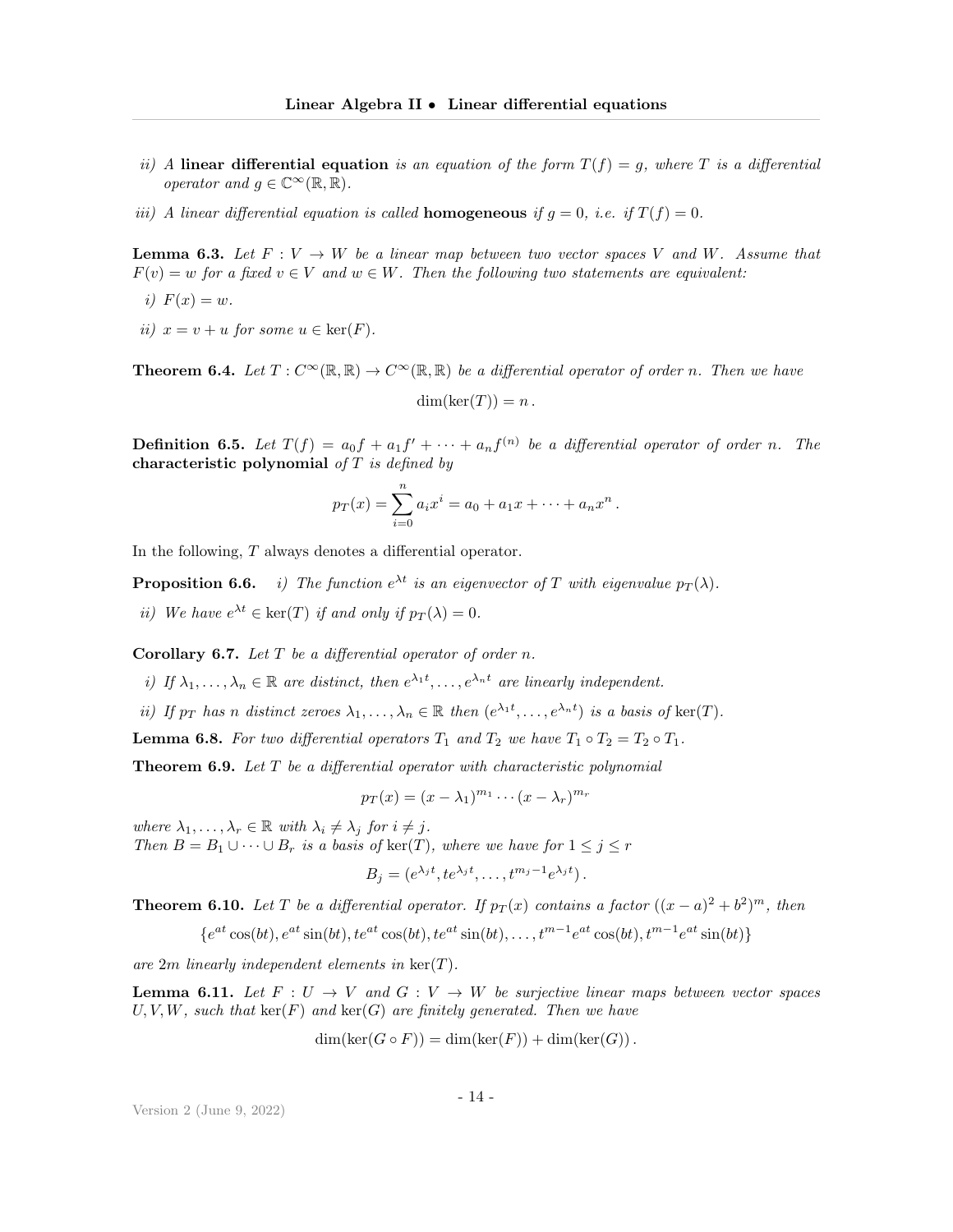*ii) A* **linear differential equation** *is an equation of the form $T(f) = g$, where $T$ is a differential operator and $g \in \mathbb{C}^\infty(\mathbb{R}, \mathbb{R})$.*

*iii) A linear differential equation is called* **homogeneous** *if $g = 0$, i.e. if $T(f) = 0$.*

**Lemma 6.3.** *Let $F : V \to W$ be a linear map between two vector spaces $V$ and $W$. Assume that $F(v) = w$ for a fixed $v \in V$ and $w \in W$. Then the following two statements are equivalent:*

*i) $F(x) = w$.*

*ii) $x = v + u$ for some $u \in \ker(F)$.*

**Theorem 6.4.** *Let $T : C^\infty(\mathbb{R}, \mathbb{R}) \to C^\infty(\mathbb{R}, \mathbb{R})$ be a differential operator of order $n$. Then we have*

$$\dim(\ker(T)) = n\,.$$

**Definition 6.5.** *Let $T(f) = a_0 f + a_1 f' + \cdots + a_n f^{(n)}$ be a differential operator of order $n$. The* **characteristic polynomial** *of $T$ is defined by*

$$p_T(x) = \sum_{i=0}^{n} a_i x^i = a_0 + a_1 x + \cdots + a_n x^n\,.$$

In the following, $T$ always denotes a differential operator.

**Proposition 6.6.** *i) The function $e^{\lambda t}$ is an eigenvector of $T$ with eigenvalue $p_T(\lambda)$.*

*ii) We have $e^{\lambda t} \in \ker(T)$ if and only if $p_T(\lambda) = 0$.*

**Corollary 6.7.** *Let $T$ be a differential operator of order $n$.*

*i) If $\lambda_1, \ldots, \lambda_n \in \mathbb{R}$ are distinct, then $e^{\lambda_1 t}, \ldots, e^{\lambda_n t}$ are linearly independent.*

*ii) If $p_T$ has $n$ distinct zeroes $\lambda_1, \ldots, \lambda_n \in \mathbb{R}$ then $(e^{\lambda_1 t}, \ldots, e^{\lambda_n t})$ is a basis of $\ker(T)$.*

**Lemma 6.8.** *For two differential operators $T_1$ and $T_2$ we have $T_1 \circ T_2 = T_2 \circ T_1$.*

**Theorem 6.9.** *Let $T$ be a differential operator with characteristic polynomial*

$$p_T(x) = (x - \lambda_1)^{m_1} \cdots (x - \lambda_r)^{m_r}$$

*where $\lambda_1, \ldots, \lambda_r \in \mathbb{R}$ with $\lambda_i \neq \lambda_j$ for $i \neq j$.*
*Then $B = B_1 \cup \cdots \cup B_r$ is a basis of $\ker(T)$, where we have for $1 \leq j \leq r$*

$$B_j = (e^{\lambda_j t}, te^{\lambda_j t}, \ldots, t^{m_j - 1} e^{\lambda_j t})\,.$$

**Theorem 6.10.** *Let $T$ be a differential operator. If $p_T(x)$ contains a factor $((x-a)^2 + b^2)^m$, then*

$$\{e^{at}\cos(bt), e^{at}\sin(bt), te^{at}\cos(bt), te^{at}\sin(bt), \ldots, t^{m-1}e^{at}\cos(bt), t^{m-1}e^{at}\sin(bt)\}$$

*are $2m$ linearly independent elements in $\ker(T)$.*

**Lemma 6.11.** *Let $F : U \to V$ and $G : V \to W$ be surjective linear maps between vector spaces $U, V, W$, such that $\ker(F)$ and $\ker(G)$ are finitely generated. Then we have*

$$\dim(\ker(G \circ F)) = \dim(\ker(F)) + \dim(\ker(G))\,.$$